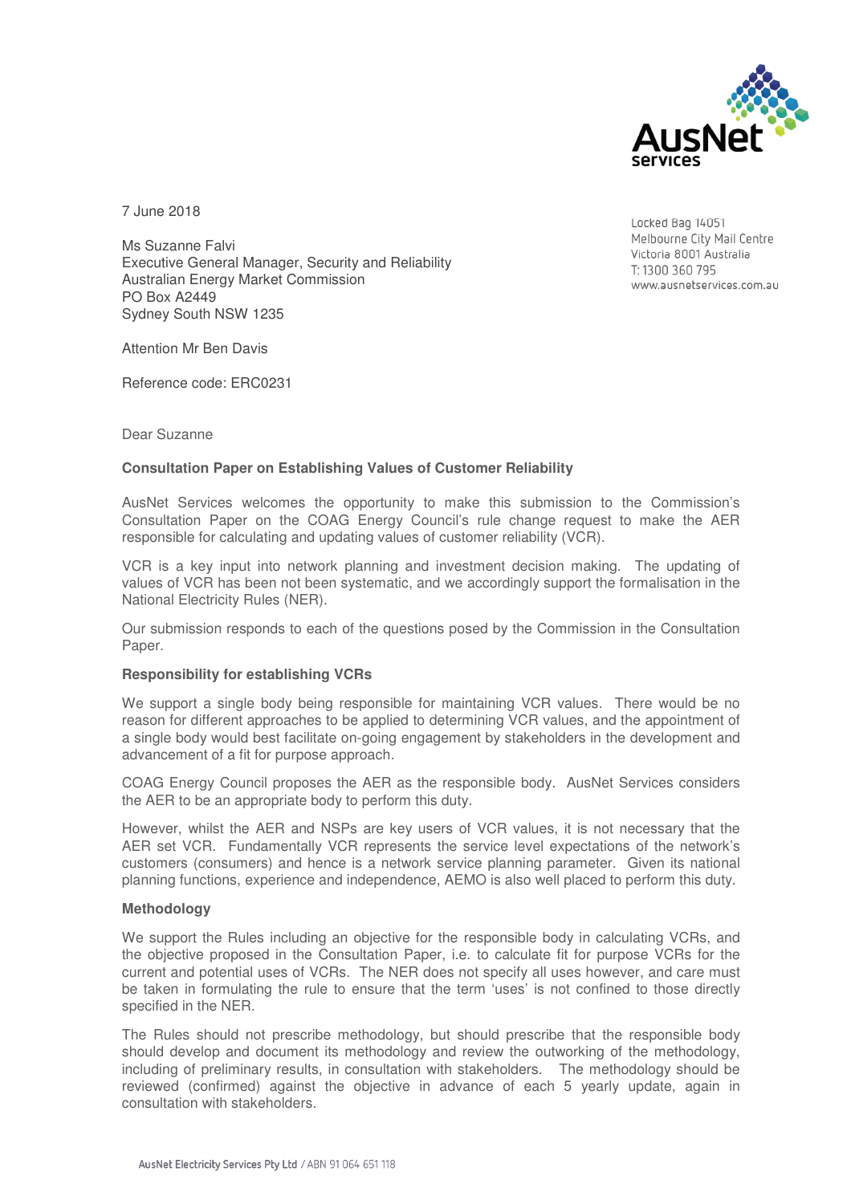7 June 2018

Locked Bag 14051
Melbourne City Mail Centre
Victoria 8001 Australia
T: 1300 360 795
www.ausnetservices.com.au

Ms Suzanne Falvi
Executive General Manager, Security and Reliability
Australian Energy Market Commission
PO Box A2449
Sydney South NSW 1235

Attention Mr Ben Davis

Reference code: ERC0231

Dear Suzanne

**Consultation Paper on Establishing Values of Customer Reliability**

AusNet Services welcomes the opportunity to make this submission to the Commission's Consultation Paper on the COAG Energy Council's rule change request to make the AER responsible for calculating and updating values of customer reliability (VCR).

VCR is a key input into network planning and investment decision making. The updating of values of VCR has been not been systematic, and we accordingly support the formalisation in the National Electricity Rules (NER).

Our submission responds to each of the questions posed by the Commission in the Consultation Paper.

**Responsibility for establishing VCRs**

We support a single body being responsible for maintaining VCR values. There would be no reason for different approaches to be applied to determining VCR values, and the appointment of a single body would best facilitate on-going engagement by stakeholders in the development and advancement of a fit for purpose approach.

COAG Energy Council proposes the AER as the responsible body. AusNet Services considers the AER to be an appropriate body to perform this duty.

However, whilst the AER and NSPs are key users of VCR values, it is not necessary that the AER set VCR. Fundamentally VCR represents the service level expectations of the network's customers (consumers) and hence is a network service planning parameter. Given its national planning functions, experience and independence, AEMO is also well placed to perform this duty.

**Methodology**

We support the Rules including an objective for the responsible body in calculating VCRs, and the objective proposed in the Consultation Paper, i.e. to calculate fit for purpose VCRs for the current and potential uses of VCRs. The NER does not specify all uses however, and care must be taken in formulating the rule to ensure that the term 'uses' is not confined to those directly specified in the NER.

The Rules should not prescribe methodology, but should prescribe that the responsible body should develop and document its methodology and review the outworking of the methodology, including of preliminary results, in consultation with stakeholders. The methodology should be reviewed (confirmed) against the objective in advance of each 5 yearly update, again in consultation with stakeholders.

AusNet Electricity Services Pty Ltd / ABN 91 064 651 118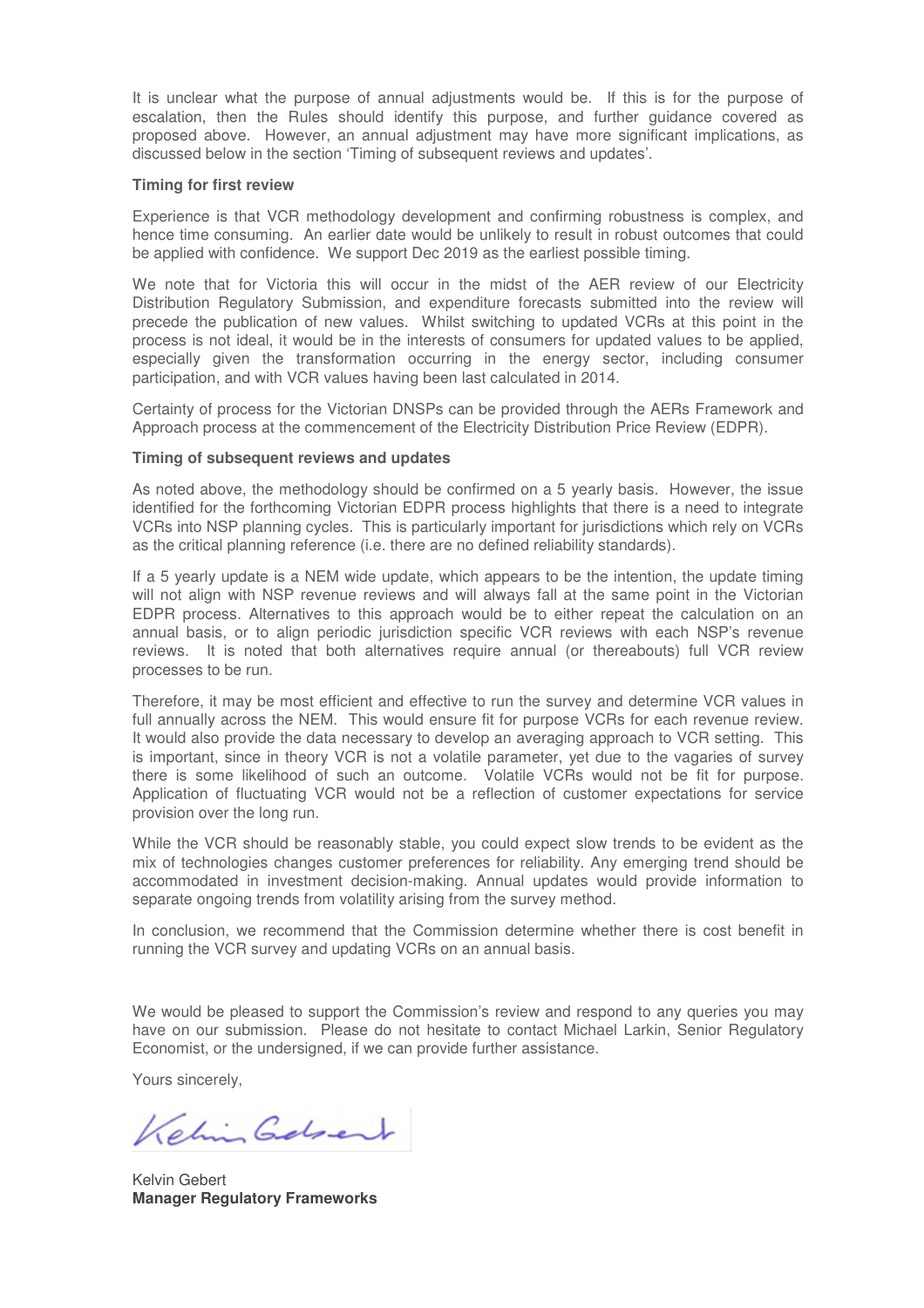It is unclear what the purpose of annual adjustments would be. If this is for the purpose of escalation, then the Rules should identify this purpose, and further guidance covered as proposed above. However, an annual adjustment may have more significant implications, as discussed below in the section 'Timing of subsequent reviews and updates'.

**Timing for first review**

Experience is that VCR methodology development and confirming robustness is complex, and hence time consuming. An earlier date would be unlikely to result in robust outcomes that could be applied with confidence. We support Dec 2019 as the earliest possible timing.

We note that for Victoria this will occur in the midst of the AER review of our Electricity Distribution Regulatory Submission, and expenditure forecasts submitted into the review will precede the publication of new values. Whilst switching to updated VCRs at this point in the process is not ideal, it would be in the interests of consumers for updated values to be applied, especially given the transformation occurring in the energy sector, including consumer participation, and with VCR values having been last calculated in 2014.

Certainty of process for the Victorian DNSPs can be provided through the AERs Framework and Approach process at the commencement of the Electricity Distribution Price Review (EDPR).

**Timing of subsequent reviews and updates**

As noted above, the methodology should be confirmed on a 5 yearly basis. However, the issue identified for the forthcoming Victorian EDPR process highlights that there is a need to integrate VCRs into NSP planning cycles. This is particularly important for jurisdictions which rely on VCRs as the critical planning reference (i.e. there are no defined reliability standards).

If a 5 yearly update is a NEM wide update, which appears to be the intention, the update timing will not align with NSP revenue reviews and will always fall at the same point in the Victorian EDPR process. Alternatives to this approach would be to either repeat the calculation on an annual basis, or to align periodic jurisdiction specific VCR reviews with each NSP's revenue reviews. It is noted that both alternatives require annual (or thereabouts) full VCR review processes to be run.

Therefore, it may be most efficient and effective to run the survey and determine VCR values in full annually across the NEM. This would ensure fit for purpose VCRs for each revenue review. It would also provide the data necessary to develop an averaging approach to VCR setting. This is important, since in theory VCR is not a volatile parameter, yet due to the vagaries of survey there is some likelihood of such an outcome. Volatile VCRs would not be fit for purpose. Application of fluctuating VCR would not be a reflection of customer expectations for service provision over the long run.

While the VCR should be reasonably stable, you could expect slow trends to be evident as the mix of technologies changes customer preferences for reliability. Any emerging trend should be accommodated in investment decision-making. Annual updates would provide information to separate ongoing trends from volatility arising from the survey method.

In conclusion, we recommend that the Commission determine whether there is cost benefit in running the VCR survey and updating VCRs on an annual basis.

We would be pleased to support the Commission's review and respond to any queries you may have on our submission. Please do not hesitate to contact Michael Larkin, Senior Regulatory Economist, or the undersigned, if we can provide further assistance.

Yours sincerely,

Kelvin Gebert
**Manager Regulatory Frameworks**